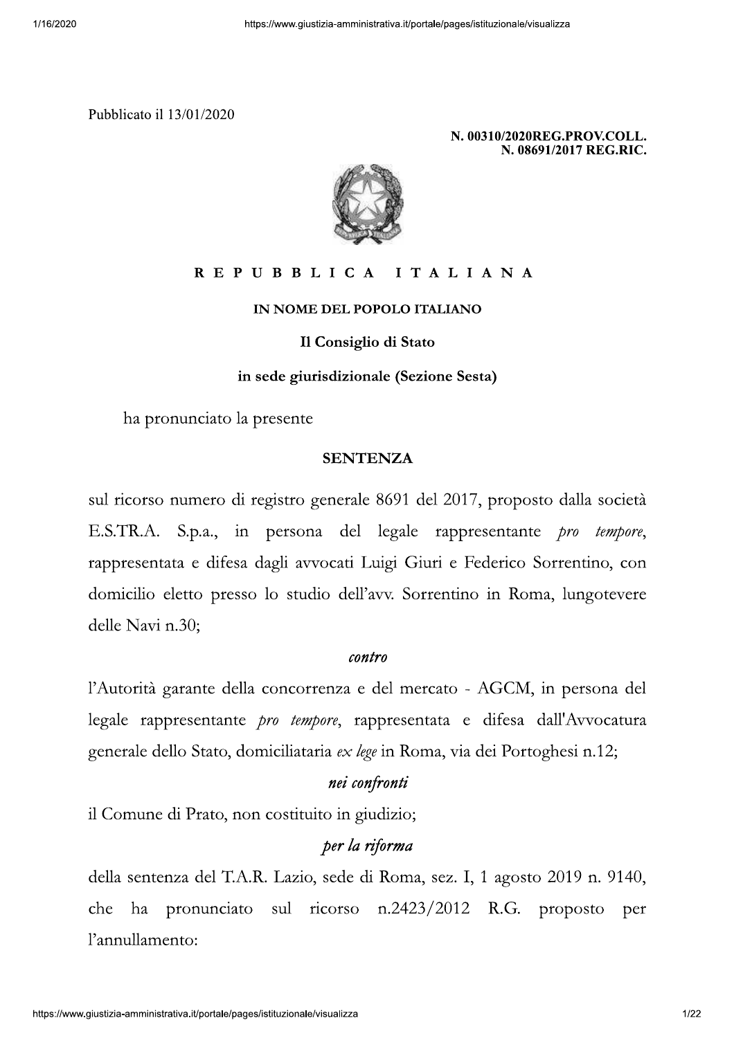Pubblicato il 13/01/2020

**N. 00310/2020REG.PROV.COLL.**
**N. 08691/2017 REG.RIC.**

**R E P U B B L I C A   I T A L I A N A**

**IN NOME DEL POPOLO ITALIANO**

**Il Consiglio di Stato**

**in sede giurisdizionale (Sezione Sesta)**

ha pronunciato la presente

**SENTENZA**

sul ricorso numero di registro generale 8691 del 2017, proposto dalla società E.S.TR.A. S.p.a., in persona del legale rappresentante *pro tempore*, rappresentata e difesa dagli avvocati Luigi Giuri e Federico Sorrentino, con domicilio eletto presso lo studio dell'avv. Sorrentino in Roma, lungotevere delle Navi n.30;

*contro*

l'Autorità garante della concorrenza e del mercato - AGCM, in persona del legale rappresentante *pro tempore*, rappresentata e difesa dall'Avvocatura generale dello Stato, domiciliataria *ex lege* in Roma, via dei Portoghesi n.12;

*nei confronti*

il Comune di Prato, non costituito in giudizio;

*per la riforma*

della sentenza del T.A.R. Lazio, sede di Roma, sez. I, 1 agosto 2019 n. 9140, che ha pronunciato sul ricorso n.2423/2012 R.G. proposto per l'annullamento: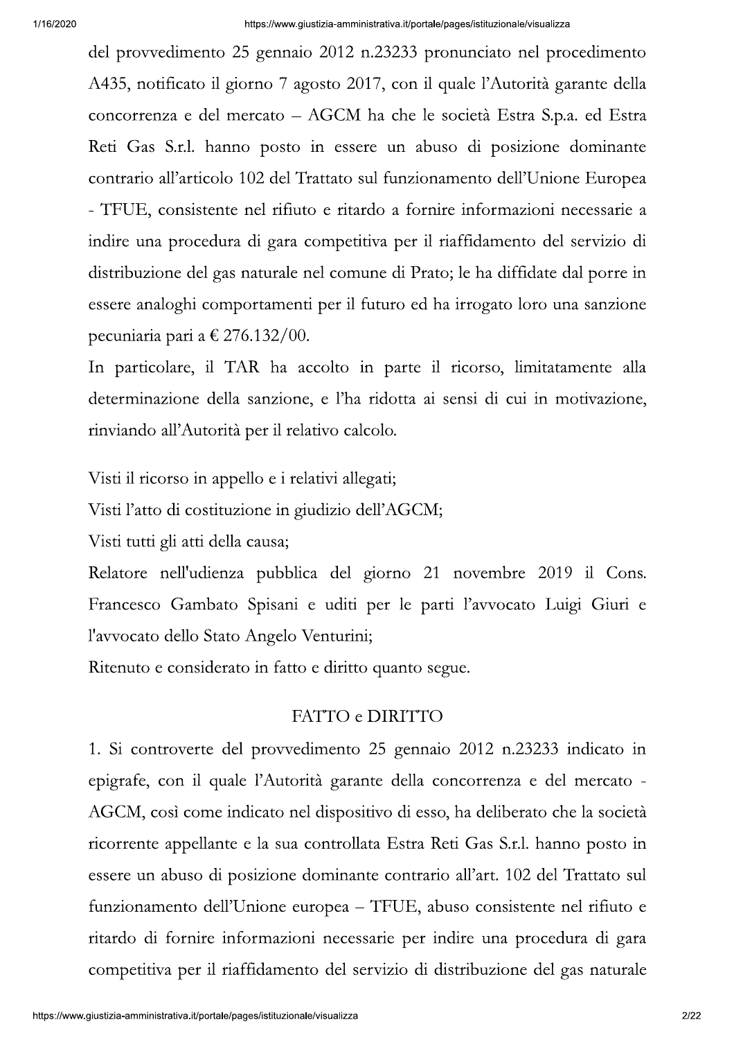del provvedimento 25 gennaio 2012 n.23233 pronunciato nel procedimento A435, notificato il giorno 7 agosto 2017, con il quale l'Autorità garante della concorrenza e del mercato – AGCM ha che le società Estra S.p.a. ed Estra Reti Gas S.r.l. hanno posto in essere un abuso di posizione dominante contrario all'articolo 102 del Trattato sul funzionamento dell'Unione Europea - TFUE, consistente nel rifiuto e ritardo a fornire informazioni necessarie a indire una procedura di gara competitiva per il riaffidamento del servizio di distribuzione del gas naturale nel comune di Prato; le ha diffidate dal porre in essere analoghi comportamenti per il futuro ed ha irrogato loro una sanzione pecuniaria pari a € 276.132/00.

In particolare, il TAR ha accolto in parte il ricorso, limitatamente alla determinazione della sanzione, e l'ha ridotta ai sensi di cui in motivazione, rinviando all'Autorità per il relativo calcolo.

Visti il ricorso in appello e i relativi allegati;

Visti l'atto di costituzione in giudizio dell'AGCM;

Visti tutti gli atti della causa;

Relatore nell'udienza pubblica del giorno 21 novembre 2019 il Cons. Francesco Gambato Spisani e uditi per le parti l'avvocato Luigi Giuri e l'avvocato dello Stato Angelo Venturini;

Ritenuto e considerato in fatto e diritto quanto segue.

## FATTO e DIRITTO

1. Si controverte del provvedimento 25 gennaio 2012 n.23233 indicato in epigrafe, con il quale l'Autorità garante della concorrenza e del mercato - AGCM, così come indicato nel dispositivo di esso, ha deliberato che la società ricorrente appellante e la sua controllata Estra Reti Gas S.r.l. hanno posto in essere un abuso di posizione dominante contrario all'art. 102 del Trattato sul funzionamento dell'Unione europea – TFUE, abuso consistente nel rifiuto e ritardo di fornire informazioni necessarie per indire una procedura di gara competitiva per il riaffidamento del servizio di distribuzione del gas naturale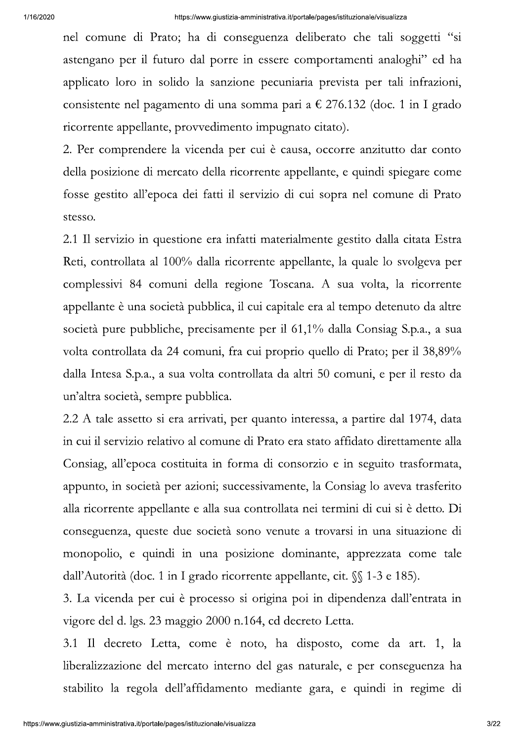nel comune di Prato; ha di conseguenza deliberato che tali soggetti "si astengano per il futuro dal porre in essere comportamenti analoghi" ed ha applicato loro in solido la sanzione pecuniaria prevista per tali infrazioni, consistente nel pagamento di una somma pari a € 276.132 (doc. 1 in I grado ricorrente appellante, provvedimento impugnato citato).

2. Per comprendere la vicenda per cui è causa, occorre anzitutto dar conto della posizione di mercato della ricorrente appellante, e quindi spiegare come fosse gestito all'epoca dei fatti il servizio di cui sopra nel comune di Prato stesso.

2.1 Il servizio in questione era infatti materialmente gestito dalla citata Estra Reti, controllata al 100% dalla ricorrente appellante, la quale lo svolgeva per complessivi 84 comuni della regione Toscana. A sua volta, la ricorrente appellante è una società pubblica, il cui capitale era al tempo detenuto da altre società pure pubbliche, precisamente per il 61,1% dalla Consiag S.p.a., a sua volta controllata da 24 comuni, fra cui proprio quello di Prato; per il 38,89% dalla Intesa S.p.a., a sua volta controllata da altri 50 comuni, e per il resto da un'altra società, sempre pubblica.

2.2 A tale assetto si era arrivati, per quanto interessa, a partire dal 1974, data in cui il servizio relativo al comune di Prato era stato affidato direttamente alla Consiag, all'epoca costituita in forma di consorzio e in seguito trasformata, appunto, in società per azioni; successivamente, la Consiag lo aveva trasferito alla ricorrente appellante e alla sua controllata nei termini di cui si è detto. Di conseguenza, queste due società sono venute a trovarsi in una situazione di monopolio, e quindi in una posizione dominante, apprezzata come tale dall'Autorità (doc. 1 in I grado ricorrente appellante, cit. §§ 1-3 e 185).

3. La vicenda per cui è processo si origina poi in dipendenza dall'entrata in vigore del d. lgs. 23 maggio 2000 n.164, cd decreto Letta.

3.1 Il decreto Letta, come è noto, ha disposto, come da art. 1, la liberalizzazione del mercato interno del gas naturale, e per conseguenza ha stabilito la regola dell'affidamento mediante gara, e quindi in regime di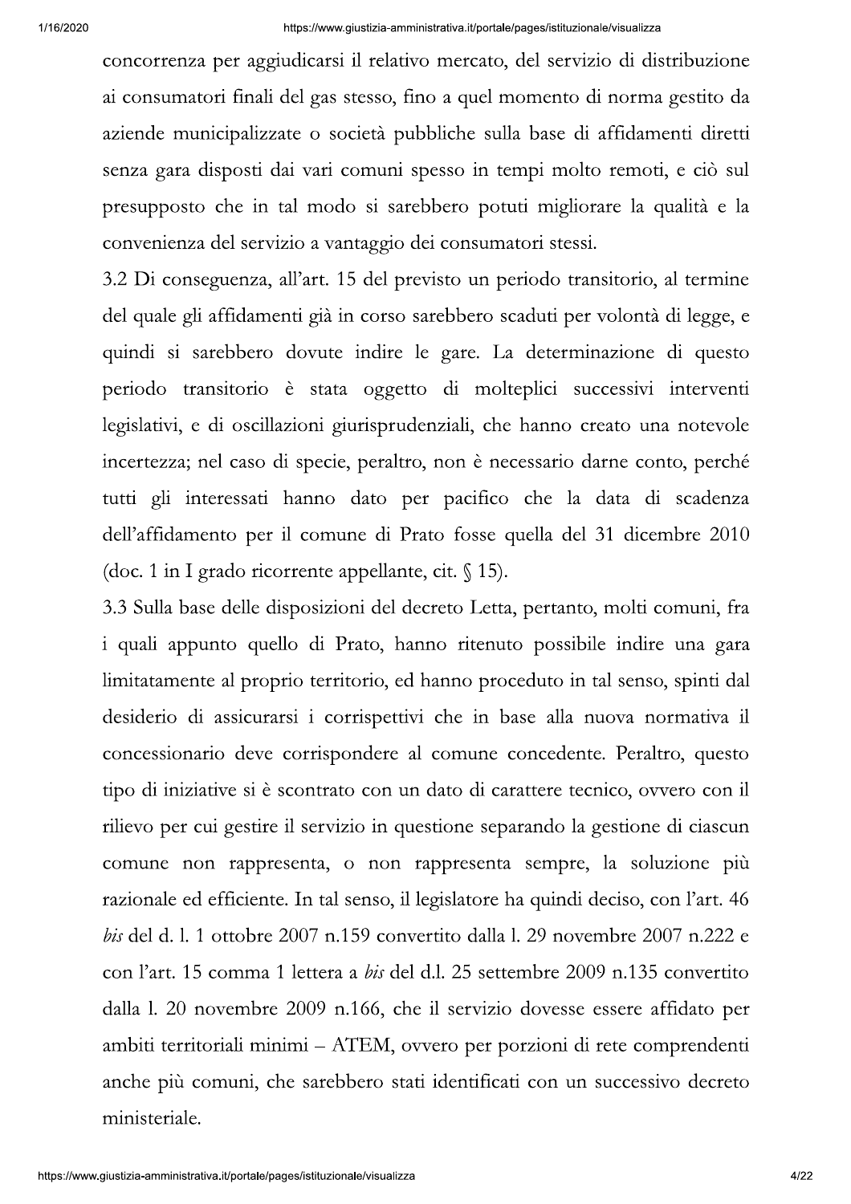concorrenza per aggiudicarsi il relativo mercato, del servizio di distribuzione ai consumatori finali del gas stesso, fino a quel momento di norma gestito da aziende municipalizzate o società pubbliche sulla base di affidamenti diretti senza gara disposti dai vari comuni spesso in tempi molto remoti, e ciò sul presupposto che in tal modo si sarebbero potuti migliorare la qualità e la convenienza del servizio a vantaggio dei consumatori stessi.

3.2 Di conseguenza, all'art. 15 del previsto un periodo transitorio, al termine del quale gli affidamenti già in corso sarebbero scaduti per volontà di legge, e quindi si sarebbero dovute indire le gare. La determinazione di questo periodo transitorio è stata oggetto di molteplici successivi interventi legislativi, e di oscillazioni giurisprudenziali, che hanno creato una notevole incertezza; nel caso di specie, peraltro, non è necessario darne conto, perché tutti gli interessati hanno dato per pacifico che la data di scadenza dell'affidamento per il comune di Prato fosse quella del 31 dicembre 2010 (doc. 1 in I grado ricorrente appellante, cit. § 15).

3.3 Sulla base delle disposizioni del decreto Letta, pertanto, molti comuni, fra i quali appunto quello di Prato, hanno ritenuto possibile indire una gara limitatamente al proprio territorio, ed hanno proceduto in tal senso, spinti dal desiderio di assicurarsi i corrispettivi che in base alla nuova normativa il concessionario deve corrispondere al comune concedente. Peraltro, questo tipo di iniziative si è scontrato con un dato di carattere tecnico, ovvero con il rilievo per cui gestire il servizio in questione separando la gestione di ciascun comune non rappresenta, o non rappresenta sempre, la soluzione più razionale ed efficiente. In tal senso, il legislatore ha quindi deciso, con l'art. 46 *bis* del d. l. 1 ottobre 2007 n.159 convertito dalla l. 29 novembre 2007 n.222 e con l'art. 15 comma 1 lettera a *bis* del d.l. 25 settembre 2009 n.135 convertito dalla l. 20 novembre 2009 n.166, che il servizio dovesse essere affidato per ambiti territoriali minimi – ATEM, ovvero per porzioni di rete comprendenti anche più comuni, che sarebbero stati identificati con un successivo decreto ministeriale.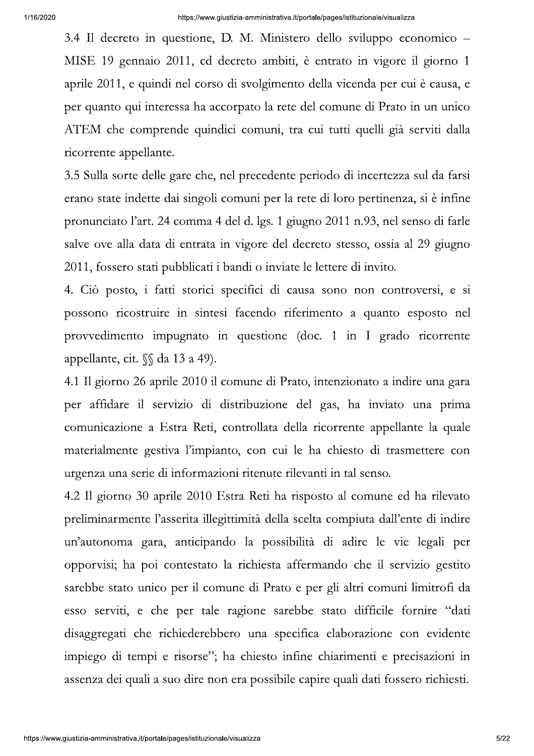3.4 Il decreto in questione, D. M. Ministero dello sviluppo economico – MISE 19 gennaio 2011, cd decreto ambiti, è entrato in vigore il giorno 1 aprile 2011, e quindi nel corso di svolgimento della vicenda per cui è causa, e per quanto qui interessa ha accorpato la rete del comune di Prato in un unico ATEM che comprende quindici comuni, tra cui tutti quelli già serviti dalla ricorrente appellante.

3.5 Sulla sorte delle gare che, nel precedente periodo di incertezza sul da farsi erano state indette dai singoli comuni per la rete di loro pertinenza, si è infine pronunciato l'art. 24 comma 4 del d. lgs. 1 giugno 2011 n.93, nel senso di farle salve ove alla data di entrata in vigore del decreto stesso, ossia al 29 giugno 2011, fossero stati pubblicati i bandi o inviate le lettere di invito.

4. Ciò posto, i fatti storici specifici di causa sono non controversi, e si possono ricostruire in sintesi facendo riferimento a quanto esposto nel provvedimento impugnato in questione (doc. 1 in I grado ricorrente appellante, cit. §§ da 13 a 49).

4.1 Il giorno 26 aprile 2010 il comune di Prato, intenzionato a indire una gara per affidare il servizio di distribuzione del gas, ha inviato una prima comunicazione a Estra Reti, controllata della ricorrente appellante la quale materialmente gestiva l'impianto, con cui le ha chiesto di trasmettere con urgenza una serie di informazioni ritenute rilevanti in tal senso.

4.2 Il giorno 30 aprile 2010 Estra Reti ha risposto al comune ed ha rilevato preliminarmente l'asserita illegittimità della scelta compiuta dall'ente di indire un'autonoma gara, anticipando la possibilità di adire le vie legali per opporvisi; ha poi contestato la richiesta affermando che il servizio gestito sarebbe stato unico per il comune di Prato e per gli altri comuni limitrofi da esso serviti, e che per tale ragione sarebbe stato difficile fornire "dati disaggregati che richiederebbero una specifica elaborazione con evidente impiego di tempi e risorse"; ha chiesto infine chiarimenti e precisazioni in assenza dei quali a suo dire non era possibile capire quali dati fossero richiesti.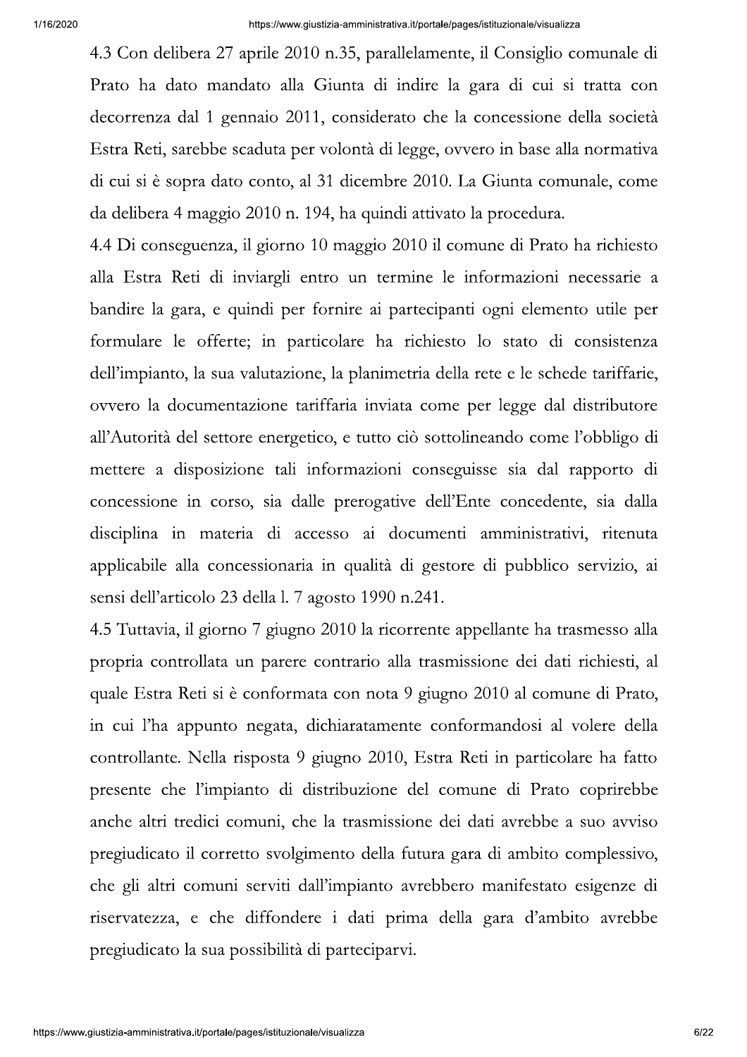4.3 Con delibera 27 aprile 2010 n.35, parallelamente, il Consiglio comunale di Prato ha dato mandato alla Giunta di indire la gara di cui si tratta con decorrenza dal 1 gennaio 2011, considerato che la concessione della società Estra Reti, sarebbe scaduta per volontà di legge, ovvero in base alla normativa di cui si è sopra dato conto, al 31 dicembre 2010. La Giunta comunale, come da delibera 4 maggio 2010 n. 194, ha quindi attivato la procedura.

4.4 Di conseguenza, il giorno 10 maggio 2010 il comune di Prato ha richiesto alla Estra Reti di inviargli entro un termine le informazioni necessarie a bandire la gara, e quindi per fornire ai partecipanti ogni elemento utile per formulare le offerte; in particolare ha richiesto lo stato di consistenza dell'impianto, la sua valutazione, la planimetria della rete e le schede tariffarie, ovvero la documentazione tariffaria inviata come per legge dal distributore all'Autorità del settore energetico, e tutto ciò sottolineando come l'obbligo di mettere a disposizione tali informazioni conseguisse sia dal rapporto di concessione in corso, sia dalle prerogative dell'Ente concedente, sia dalla disciplina in materia di accesso ai documenti amministrativi, ritenuta applicabile alla concessionaria in qualità di gestore di pubblico servizio, ai sensi dell'articolo 23 della l. 7 agosto 1990 n.241.

4.5 Tuttavia, il giorno 7 giugno 2010 la ricorrente appellante ha trasmesso alla propria controllata un parere contrario alla trasmissione dei dati richiesti, al quale Estra Reti si è conformata con nota 9 giugno 2010 al comune di Prato, in cui l'ha appunto negata, dichiaratamente conformandosi al volere della controllante. Nella risposta 9 giugno 2010, Estra Reti in particolare ha fatto presente che l'impianto di distribuzione del comune di Prato coprirebbe anche altri tredici comuni, che la trasmissione dei dati avrebbe a suo avviso pregiudicato il corretto svolgimento della futura gara di ambito complessivo, che gli altri comuni serviti dall'impianto avrebbero manifestato esigenze di riservatezza, e che diffondere i dati prima della gara d'ambito avrebbe pregiudicato la sua possibilità di parteciparvi.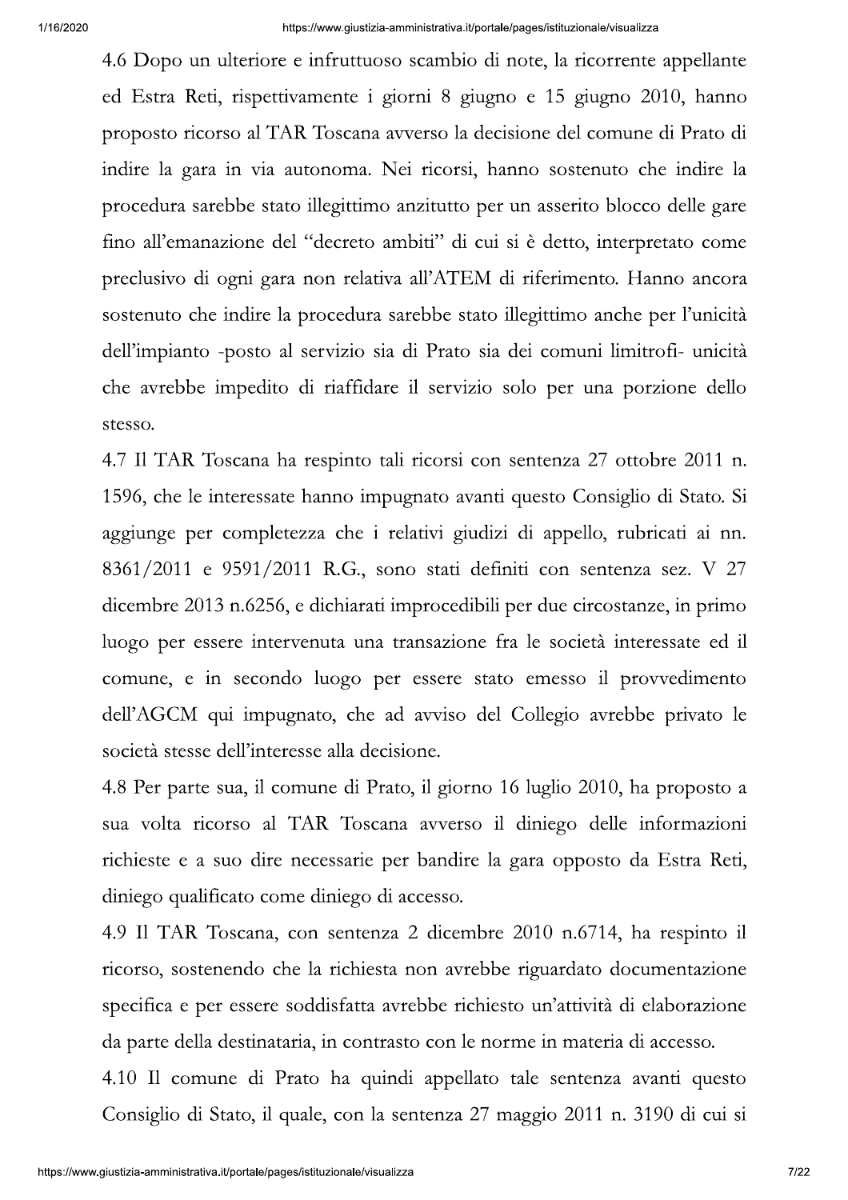4.6 Dopo un ulteriore e infruttuoso scambio di note, la ricorrente appellante ed Estra Reti, rispettivamente i giorni 8 giugno e 15 giugno 2010, hanno proposto ricorso al TAR Toscana avverso la decisione del comune di Prato di indire la gara in via autonoma. Nei ricorsi, hanno sostenuto che indire la procedura sarebbe stato illegittimo anzitutto per un asserito blocco delle gare fino all'emanazione del "decreto ambiti" di cui si è detto, interpretato come preclusivo di ogni gara non relativa all'ATEM di riferimento. Hanno ancora sostenuto che indire la procedura sarebbe stato illegittimo anche per l'unicità dell'impianto -posto al servizio sia di Prato sia dei comuni limitrofi- unicità che avrebbe impedito di riaffidare il servizio solo per una porzione dello stesso.

4.7 Il TAR Toscana ha respinto tali ricorsi con sentenza 27 ottobre 2011 n. 1596, che le interessate hanno impugnato avanti questo Consiglio di Stato. Si aggiunge per completezza che i relativi giudizi di appello, rubricati ai nn. 8361/2011 e 9591/2011 R.G., sono stati definiti con sentenza sez. V 27 dicembre 2013 n.6256, e dichiarati improcedibili per due circostanze, in primo luogo per essere intervenuta una transazione fra le società interessate ed il comune, e in secondo luogo per essere stato emesso il provvedimento dell'AGCM qui impugnato, che ad avviso del Collegio avrebbe privato le società stesse dell'interesse alla decisione.

4.8 Per parte sua, il comune di Prato, il giorno 16 luglio 2010, ha proposto a sua volta ricorso al TAR Toscana avverso il diniego delle informazioni richieste e a suo dire necessarie per bandire la gara opposto da Estra Reti, diniego qualificato come diniego di accesso.

4.9 Il TAR Toscana, con sentenza 2 dicembre 2010 n.6714, ha respinto il ricorso, sostenendo che la richiesta non avrebbe riguardato documentazione specifica e per essere soddisfatta avrebbe richiesto un'attività di elaborazione da parte della destinataria, in contrasto con le norme in materia di accesso.

4.10 Il comune di Prato ha quindi appellato tale sentenza avanti questo Consiglio di Stato, il quale, con la sentenza 27 maggio 2011 n. 3190 di cui si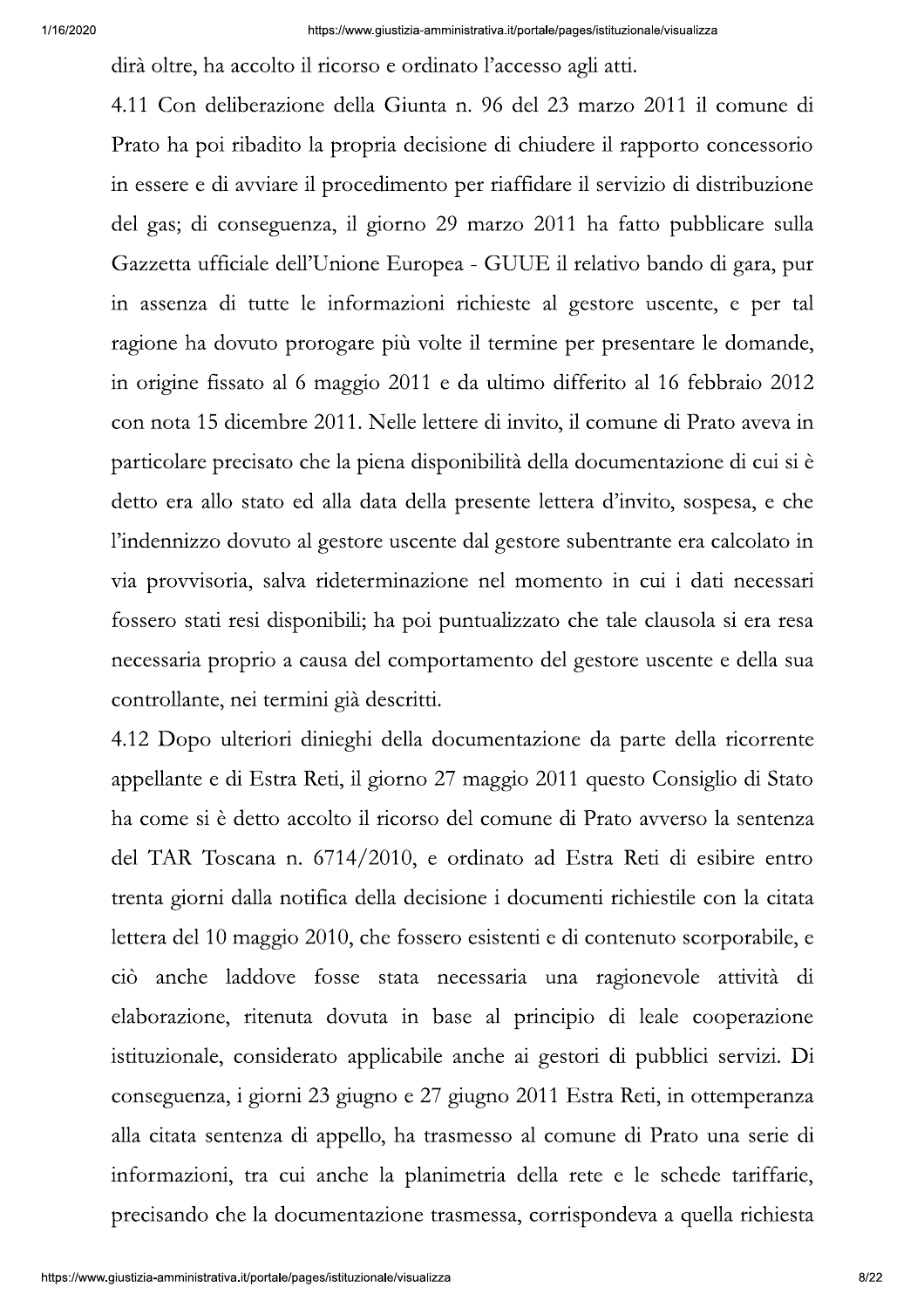dirà oltre, ha accolto il ricorso e ordinato l'accesso agli atti.

4.11 Con deliberazione della Giunta n. 96 del 23 marzo 2011 il comune di Prato ha poi ribadito la propria decisione di chiudere il rapporto concessorio in essere e di avviare il procedimento per riaffidare il servizio di distribuzione del gas; di conseguenza, il giorno 29 marzo 2011 ha fatto pubblicare sulla Gazzetta ufficiale dell'Unione Europea - GUUE il relativo bando di gara, pur in assenza di tutte le informazioni richieste al gestore uscente, e per tal ragione ha dovuto prorogare più volte il termine per presentare le domande, in origine fissato al 6 maggio 2011 e da ultimo differito al 16 febbraio 2012 con nota 15 dicembre 2011. Nelle lettere di invito, il comune di Prato aveva in particolare precisato che la piena disponibilità della documentazione di cui si è detto era allo stato ed alla data della presente lettera d'invito, sospesa, e che l'indennizzo dovuto al gestore uscente dal gestore subentrante era calcolato in via provvisoria, salva rideterminazione nel momento in cui i dati necessari fossero stati resi disponibili; ha poi puntualizzato che tale clausola si era resa necessaria proprio a causa del comportamento del gestore uscente e della sua controllante, nei termini già descritti.

4.12 Dopo ulteriori dinieghi della documentazione da parte della ricorrente appellante e di Estra Reti, il giorno 27 maggio 2011 questo Consiglio di Stato ha come si è detto accolto il ricorso del comune di Prato avverso la sentenza del TAR Toscana n. 6714/2010, e ordinato ad Estra Reti di esibire entro trenta giorni dalla notifica della decisione i documenti richiestile con la citata lettera del 10 maggio 2010, che fossero esistenti e di contenuto scorporabile, e ciò anche laddove fosse stata necessaria una ragionevole attività di elaborazione, ritenuta dovuta in base al principio di leale cooperazione istituzionale, considerato applicabile anche ai gestori di pubblici servizi. Di conseguenza, i giorni 23 giugno e 27 giugno 2011 Estra Reti, in ottemperanza alla citata sentenza di appello, ha trasmesso al comune di Prato una serie di informazioni, tra cui anche la planimetria della rete e le schede tariffarie, precisando che la documentazione trasmessa, corrispondeva a quella richiesta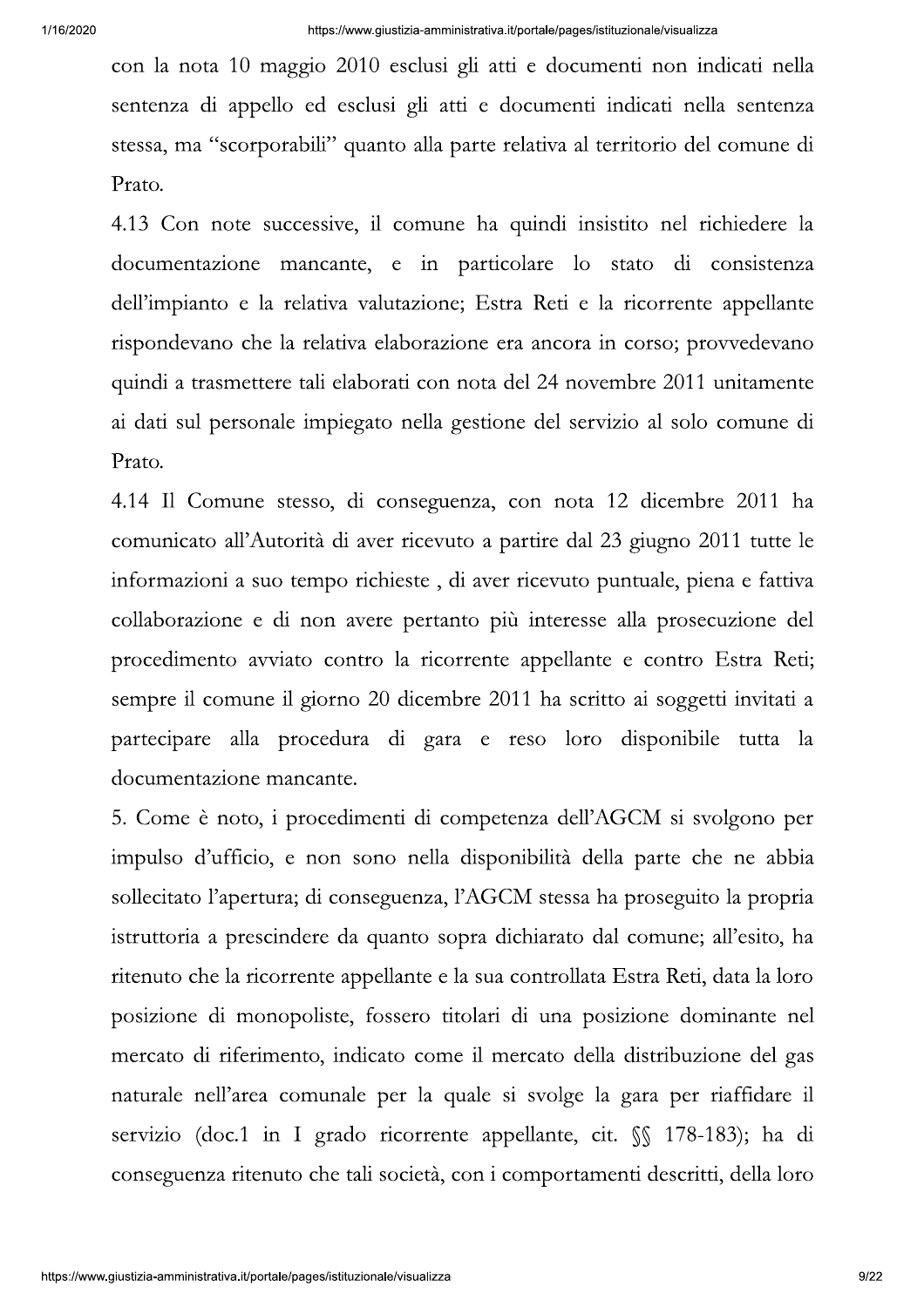con la nota 10 maggio 2010 esclusi gli atti e documenti non indicati nella sentenza di appello ed esclusi gli atti e documenti indicati nella sentenza stessa, ma "scorporabili" quanto alla parte relativa al territorio del comune di Prato.

4.13 Con note successive, il comune ha quindi insistito nel richiedere la documentazione mancante, e in particolare lo stato di consistenza dell'impianto e la relativa valutazione; Estra Reti e la ricorrente appellante rispondevano che la relativa elaborazione era ancora in corso; provvedevano quindi a trasmettere tali elaborati con nota del 24 novembre 2011 unitamente ai dati sul personale impiegato nella gestione del servizio al solo comune di Prato.

4.14 Il Comune stesso, di conseguenza, con nota 12 dicembre 2011 ha comunicato all'Autorità di aver ricevuto a partire dal 23 giugno 2011 tutte le informazioni a suo tempo richieste , di aver ricevuto puntuale, piena e fattiva collaborazione e di non avere pertanto più interesse alla prosecuzione del procedimento avviato contro la ricorrente appellante e contro Estra Reti; sempre il comune il giorno 20 dicembre 2011 ha scritto ai soggetti invitati a partecipare alla procedura di gara e reso loro disponibile tutta la documentazione mancante.

5. Come è noto, i procedimenti di competenza dell'AGCM si svolgono per impulso d'ufficio, e non sono nella disponibilità della parte che ne abbia sollecitato l'apertura; di conseguenza, l'AGCM stessa ha proseguito la propria istruttoria a prescindere da quanto sopra dichiarato dal comune; all'esito, ha ritenuto che la ricorrente appellante e la sua controllata Estra Reti, data la loro posizione di monopoliste, fossero titolari di una posizione dominante nel mercato di riferimento, indicato come il mercato della distribuzione del gas naturale nell'area comunale per la quale si svolge la gara per riaffidare il servizio (doc.1 in I grado ricorrente appellante, cit. §§ 178-183); ha di conseguenza ritenuto che tali società, con i comportamenti descritti, della loro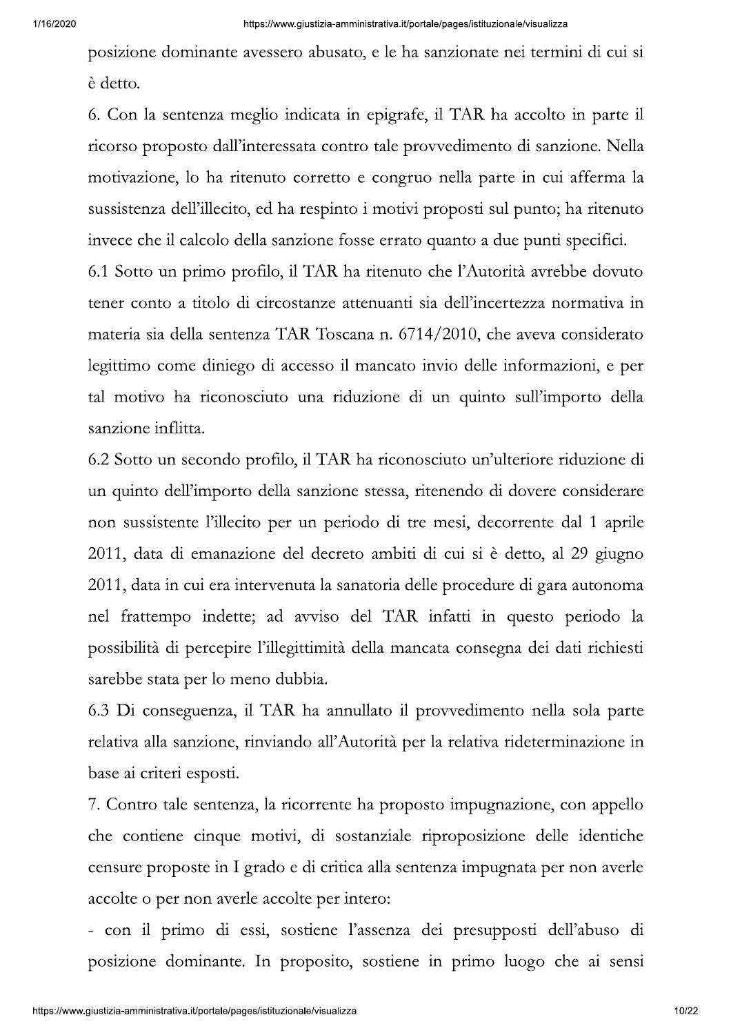posizione dominante avessero abusato, e le ha sanzionate nei termini di cui si è detto.

6. Con la sentenza meglio indicata in epigrafe, il TAR ha accolto in parte il ricorso proposto dall'interessata contro tale provvedimento di sanzione. Nella motivazione, lo ha ritenuto corretto e congruo nella parte in cui afferma la sussistenza dell'illecito, ed ha respinto i motivi proposti sul punto; ha ritenuto invece che il calcolo della sanzione fosse errato quanto a due punti specifici.

6.1 Sotto un primo profilo, il TAR ha ritenuto che l'Autorità avrebbe dovuto tener conto a titolo di circostanze attenuanti sia dell'incertezza normativa in materia sia della sentenza TAR Toscana n. 6714/2010, che aveva considerato legittimo come diniego di accesso il mancato invio delle informazioni, e per tal motivo ha riconosciuto una riduzione di un quinto sull'importo della sanzione inflitta.

6.2 Sotto un secondo profilo, il TAR ha riconosciuto un'ulteriore riduzione di un quinto dell'importo della sanzione stessa, ritenendo di dovere considerare non sussistente l'illecito per un periodo di tre mesi, decorrente dal 1 aprile 2011, data di emanazione del decreto ambiti di cui si è detto, al 29 giugno 2011, data in cui era intervenuta la sanatoria delle procedure di gara autonoma nel frattempo indette; ad avviso del TAR infatti in questo periodo la possibilità di percepire l'illegittimità della mancata consegna dei dati richiesti sarebbe stata per lo meno dubbia.

6.3 Di conseguenza, il TAR ha annullato il provvedimento nella sola parte relativa alla sanzione, rinviando all'Autorità per la relativa rideterminazione in base ai criteri esposti.

7. Contro tale sentenza, la ricorrente ha proposto impugnazione, con appello che contiene cinque motivi, di sostanziale riproposizione delle identiche censure proposte in I grado e di critica alla sentenza impugnata per non averle accolte o per non averle accolte per intero:

- con il primo di essi, sostiene l'assenza dei presupposti dell'abuso di posizione dominante. In proposito, sostiene in primo luogo che ai sensi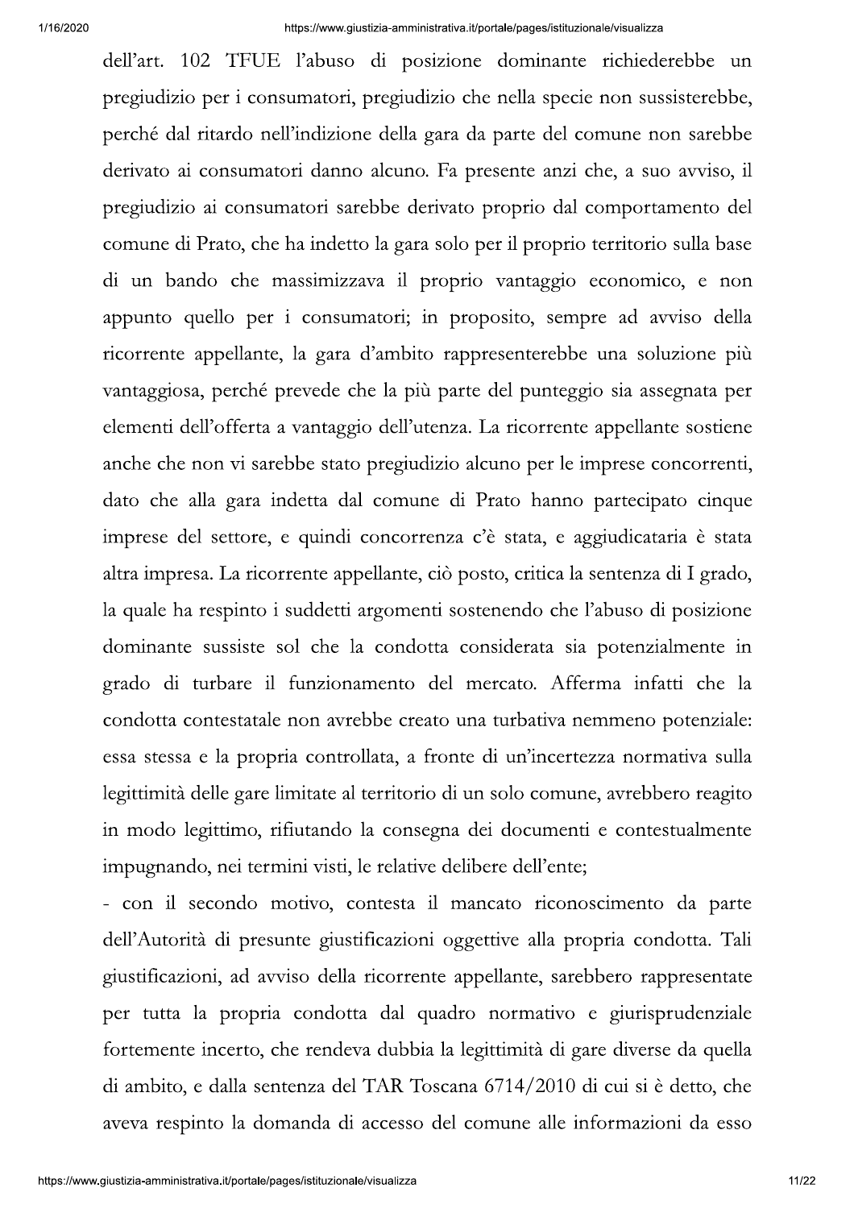dell'art. 102 TFUE l'abuso di posizione dominante richiederebbe un pregiudizio per i consumatori, pregiudizio che nella specie non sussisterebbe, perché dal ritardo nell'indizione della gara da parte del comune non sarebbe derivato ai consumatori danno alcuno. Fa presente anzi che, a suo avviso, il pregiudizio ai consumatori sarebbe derivato proprio dal comportamento del comune di Prato, che ha indetto la gara solo per il proprio territorio sulla base di un bando che massimizzava il proprio vantaggio economico, e non appunto quello per i consumatori; in proposito, sempre ad avviso della ricorrente appellante, la gara d'ambito rappresenterebbe una soluzione più vantaggiosa, perché prevede che la più parte del punteggio sia assegnata per elementi dell'offerta a vantaggio dell'utenza. La ricorrente appellante sostiene anche che non vi sarebbe stato pregiudizio alcuno per le imprese concorrenti, dato che alla gara indetta dal comune di Prato hanno partecipato cinque imprese del settore, e quindi concorrenza c'è stata, e aggiudicataria è stata altra impresa. La ricorrente appellante, ciò posto, critica la sentenza di I grado, la quale ha respinto i suddetti argomenti sostenendo che l'abuso di posizione dominante sussiste sol che la condotta considerata sia potenzialmente in grado di turbare il funzionamento del mercato. Afferma infatti che la condotta contestatale non avrebbe creato una turbativa nemmeno potenziale: essa stessa e la propria controllata, a fronte di un'incertezza normativa sulla legittimità delle gare limitate al territorio di un solo comune, avrebbero reagito in modo legittimo, rifiutando la consegna dei documenti e contestualmente impugnando, nei termini visti, le relative delibere dell'ente;

- con il secondo motivo, contesta il mancato riconoscimento da parte dell'Autorità di presunte giustificazioni oggettive alla propria condotta. Tali giustificazioni, ad avviso della ricorrente appellante, sarebbero rappresentate per tutta la propria condotta dal quadro normativo e giurisprudenziale fortemente incerto, che rendeva dubbia la legittimità di gare diverse da quella di ambito, e dalla sentenza del TAR Toscana 6714/2010 di cui si è detto, che aveva respinto la domanda di accesso del comune alle informazioni da esso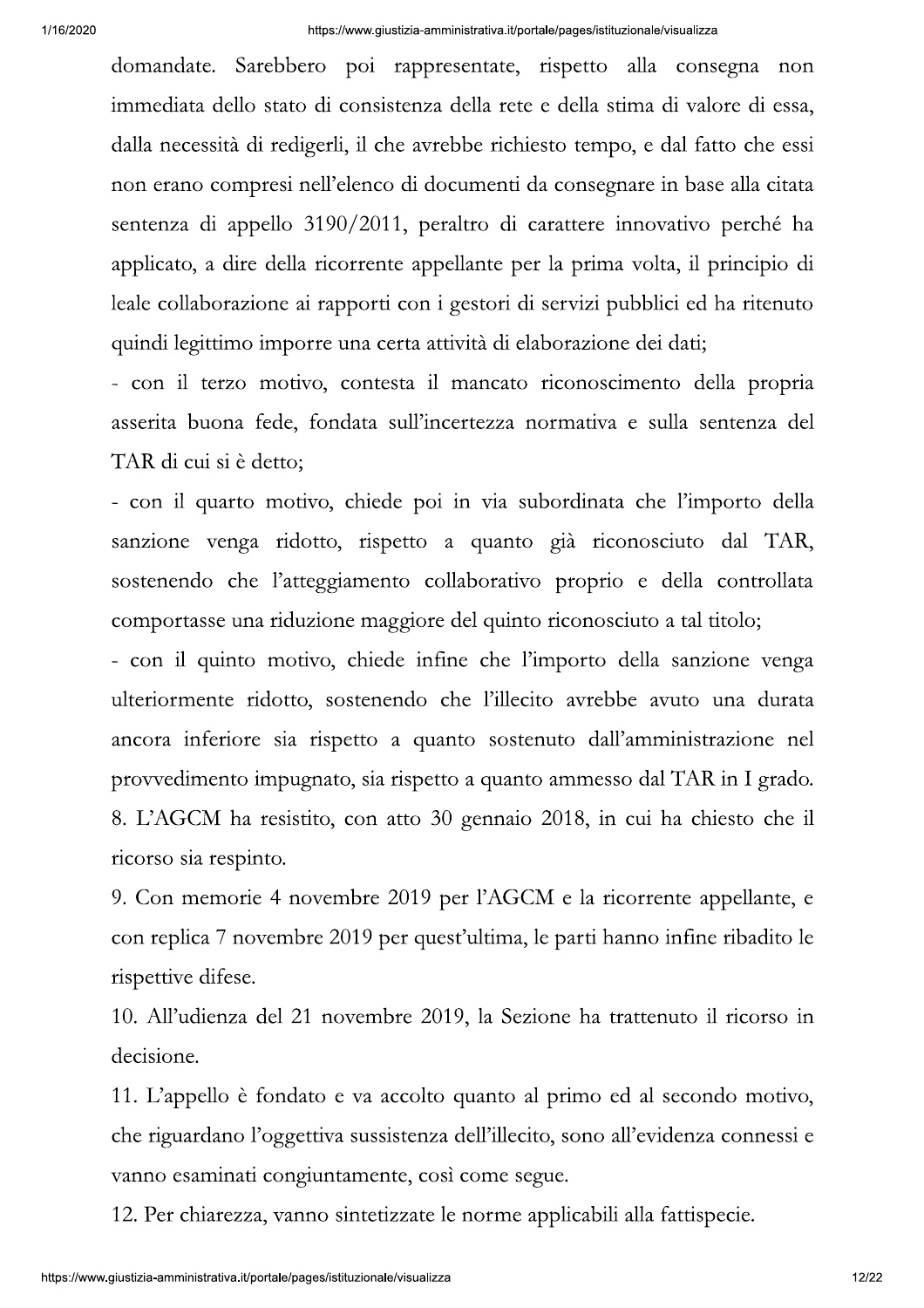domandate. Sarebbero poi rappresentate, rispetto alla consegna non immediata dello stato di consistenza della rete e della stima di valore di essa, dalla necessità di redigerli, il che avrebbe richiesto tempo, e dal fatto che essi non erano compresi nell'elenco di documenti da consegnare in base alla citata sentenza di appello 3190/2011, peraltro di carattere innovativo perché ha applicato, a dire della ricorrente appellante per la prima volta, il principio di leale collaborazione ai rapporti con i gestori di servizi pubblici ed ha ritenuto quindi legittimo imporre una certa attività di elaborazione dei dati;

- con il terzo motivo, contesta il mancato riconoscimento della propria asserita buona fede, fondata sull'incertezza normativa e sulla sentenza del TAR di cui si è detto;
- con il quarto motivo, chiede poi in via subordinata che l'importo della sanzione venga ridotto, rispetto a quanto già riconosciuto dal TAR, sostenendo che l'atteggiamento collaborativo proprio e della controllata comportasse una riduzione maggiore del quinto riconosciuto a tal titolo;
- con il quinto motivo, chiede infine che l'importo della sanzione venga ulteriormente ridotto, sostenendo che l'illecito avrebbe avuto una durata ancora inferiore sia rispetto a quanto sostenuto dall'amministrazione nel provvedimento impugnato, sia rispetto a quanto ammesso dal TAR in I grado.

8. L'AGCM ha resistito, con atto 30 gennaio 2018, in cui ha chiesto che il ricorso sia respinto.

9. Con memorie 4 novembre 2019 per l'AGCM e la ricorrente appellante, e con replica 7 novembre 2019 per quest'ultima, le parti hanno infine ribadito le rispettive difese.

10. All'udienza del 21 novembre 2019, la Sezione ha trattenuto il ricorso in decisione.

11. L'appello è fondato e va accolto quanto al primo ed al secondo motivo, che riguardano l'oggettiva sussistenza dell'illecito, sono all'evidenza connessi e vanno esaminati congiuntamente, così come segue.

12. Per chiarezza, vanno sintetizzate le norme applicabili alla fattispecie.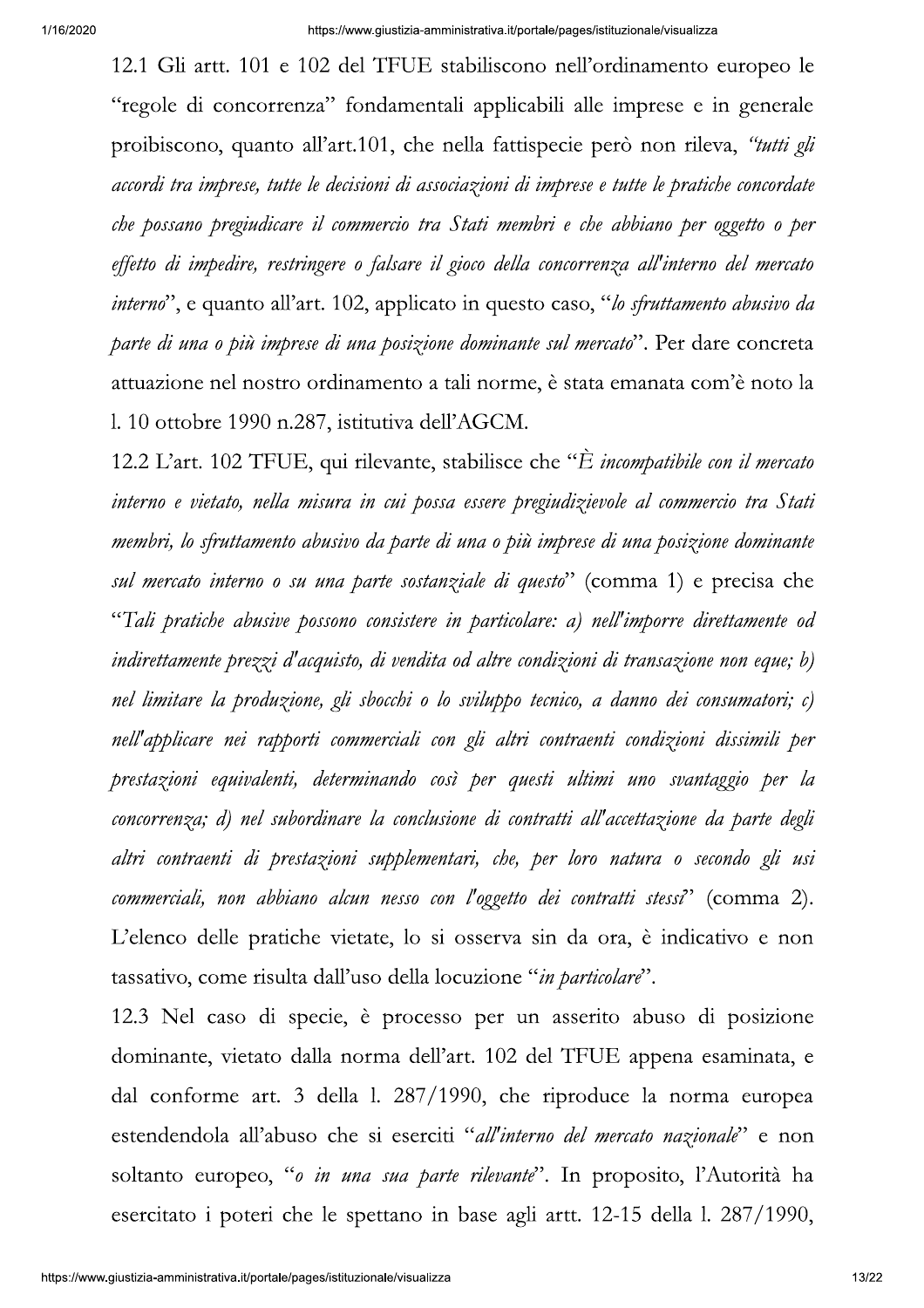12.1 Gli artt. 101 e 102 del TFUE stabiliscono nell'ordinamento europeo le "regole di concorrenza" fondamentali applicabili alle imprese e in generale proibiscono, quanto all'art.101, che nella fattispecie però non rileva, *"tutti gli accordi tra imprese, tutte le decisioni di associazioni di imprese e tutte le pratiche concordate che possano pregiudicare il commercio tra Stati membri e che abbiano per oggetto o per effetto di impedire, restringere o falsare il gioco della concorrenza all'interno del mercato interno"*, e quanto all'art. 102, applicato in questo caso, "*lo sfruttamento abusivo da parte di una o più imprese di una posizione dominante sul mercato*". Per dare concreta attuazione nel nostro ordinamento a tali norme, è stata emanata com'è noto la l. 10 ottobre 1990 n.287, istitutiva dell'AGCM.

12.2 L'art. 102 TFUE, qui rilevante, stabilisce che "*È incompatibile con il mercato interno e vietato, nella misura in cui possa essere pregiudizievole al commercio tra Stati membri, lo sfruttamento abusivo da parte di una o più imprese di una posizione dominante sul mercato interno o su una parte sostanziale di questo*" (comma 1) e precisa che "*Tali pratiche abusive possono consistere in particolare: a) nell'imporre direttamente od indirettamente prezzi d'acquisto, di vendita od altre condizioni di transazione non eque; b) nel limitare la produzione, gli sbocchi o lo sviluppo tecnico, a danno dei consumatori; c) nell'applicare nei rapporti commerciali con gli altri contraenti condizioni dissimili per prestazioni equivalenti, determinando così per questi ultimi uno svantaggio per la concorrenza; d) nel subordinare la conclusione di contratti all'accettazione da parte degli altri contraenti di prestazioni supplementari, che, per loro natura o secondo gli usi commerciali, non abbiano alcun nesso con l'oggetto dei contratti stessi*" (comma 2). L'elenco delle pratiche vietate, lo si osserva sin da ora, è indicativo e non tassativo, come risulta dall'uso della locuzione "*in particolare*".

12.3 Nel caso di specie, è processo per un asserito abuso di posizione dominante, vietato dalla norma dell'art. 102 del TFUE appena esaminata, e dal conforme art. 3 della l. 287/1990, che riproduce la norma europea estendendola all'abuso che si eserciti "*all'interno del mercato nazionale*" e non soltanto europeo, "*o in una sua parte rilevante*". In proposito, l'Autorità ha esercitato i poteri che le spettano in base agli artt. 12-15 della l. 287/1990,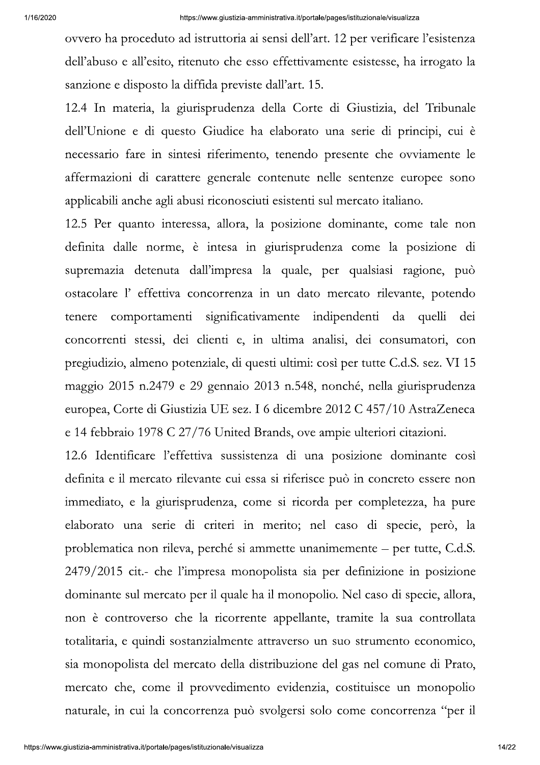ovvero ha proceduto ad istruttoria ai sensi dell'art. 12 per verificare l'esistenza dell'abuso e all'esito, ritenuto che esso effettivamente esistesse, ha irrogato la sanzione e disposto la diffida previste dall'art. 15.

12.4 In materia, la giurisprudenza della Corte di Giustizia, del Tribunale dell'Unione e di questo Giudice ha elaborato una serie di principi, cui è necessario fare in sintesi riferimento, tenendo presente che ovviamente le affermazioni di carattere generale contenute nelle sentenze europee sono applicabili anche agli abusi riconosciuti esistenti sul mercato italiano.

12.5 Per quanto interessa, allora, la posizione dominante, come tale non definita dalle norme, è intesa in giurisprudenza come la posizione di supremazia detenuta dall'impresa la quale, per qualsiasi ragione, può ostacolare l' effettiva concorrenza in un dato mercato rilevante, potendo tenere comportamenti significativamente indipendenti da quelli dei concorrenti stessi, dei clienti e, in ultima analisi, dei consumatori, con pregiudizio, almeno potenziale, di questi ultimi: così per tutte C.d.S. sez. VI 15 maggio 2015 n.2479 e 29 gennaio 2013 n.548, nonché, nella giurisprudenza europea, Corte di Giustizia UE sez. I 6 dicembre 2012 C 457/10 AstraZeneca e 14 febbraio 1978 C 27/76 United Brands, ove ampie ulteriori citazioni.

12.6 Identificare l'effettiva sussistenza di una posizione dominante così definita e il mercato rilevante cui essa si riferisce può in concreto essere non immediato, e la giurisprudenza, come si ricorda per completezza, ha pure elaborato una serie di criteri in merito; nel caso di specie, però, la problematica non rileva, perché si ammette unanimemente – per tutte, C.d.S. 2479/2015 cit.- che l'impresa monopolista sia per definizione in posizione dominante sul mercato per il quale ha il monopolio. Nel caso di specie, allora, non è controverso che la ricorrente appellante, tramite la sua controllata totalitaria, e quindi sostanzialmente attraverso un suo strumento economico, sia monopolista del mercato della distribuzione del gas nel comune di Prato, mercato che, come il provvedimento evidenzia, costituisce un monopolio naturale, in cui la concorrenza può svolgersi solo come concorrenza "per il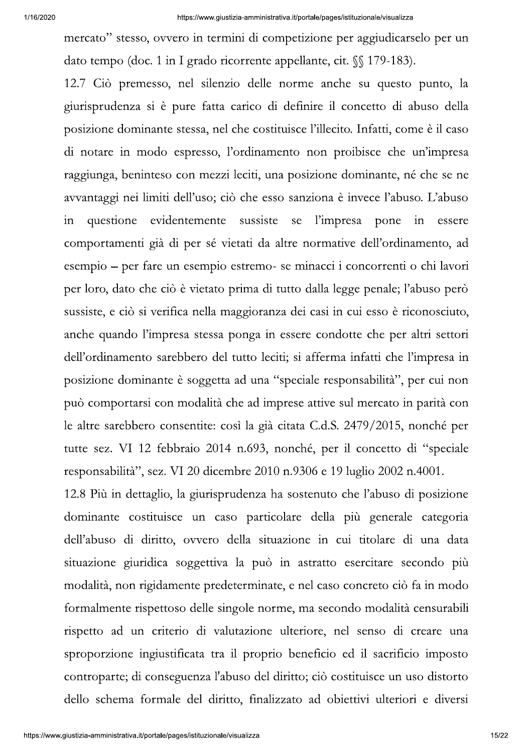mercato" stesso, ovvero in termini di competizione per aggiudicarselo per un dato tempo (doc. 1 in I grado ricorrente appellante, cit. §§ 179-183).

12.7 Ciò premesso, nel silenzio delle norme anche su questo punto, la giurisprudenza si è pure fatta carico di definire il concetto di abuso della posizione dominante stessa, nel che costituisce l'illecito. Infatti, come è il caso di notare in modo espresso, l'ordinamento non proibisce che un'impresa raggiunga, beninteso con mezzi leciti, una posizione dominante, né che se ne avvantaggi nei limiti dell'uso; ciò che esso sanziona è invece l'abuso. L'abuso in questione evidentemente sussiste se l'impresa pone in essere comportamenti già di per sé vietati da altre normative dell'ordinamento, ad esempio – per fare un esempio estremo- se minacci i concorrenti o chi lavori per loro, dato che ciò è vietato prima di tutto dalla legge penale; l'abuso però sussiste, e ciò si verifica nella maggioranza dei casi in cui esso è riconosciuto, anche quando l'impresa stessa ponga in essere condotte che per altri settori dell'ordinamento sarebbero del tutto leciti; si afferma infatti che l'impresa in posizione dominante è soggetta ad una "speciale responsabilità", per cui non può comportarsi con modalità che ad imprese attive sul mercato in parità con le altre sarebbero consentite: così la già citata C.d.S. 2479/2015, nonché per tutte sez. VI 12 febbraio 2014 n.693, nonché, per il concetto di "speciale responsabilità", sez. VI 20 dicembre 2010 n.9306 e 19 luglio 2002 n.4001.

12.8 Più in dettaglio, la giurisprudenza ha sostenuto che l'abuso di posizione dominante costituisce un caso particolare della più generale categoria dell'abuso di diritto, ovvero della situazione in cui titolare di una data situazione giuridica soggettiva la può in astratto esercitare secondo più modalità, non rigidamente predeterminate, e nel caso concreto ciò fa in modo formalmente rispettoso delle singole norme, ma secondo modalità censurabili rispetto ad un criterio di valutazione ulteriore, nel senso di creare una sproporzione ingiustificata tra il proprio beneficio ed il sacrificio imposto controparte; di conseguenza l'abuso del diritto; ciò costituisce un uso distorto dello schema formale del diritto, finalizzato ad obiettivi ulteriori e diversi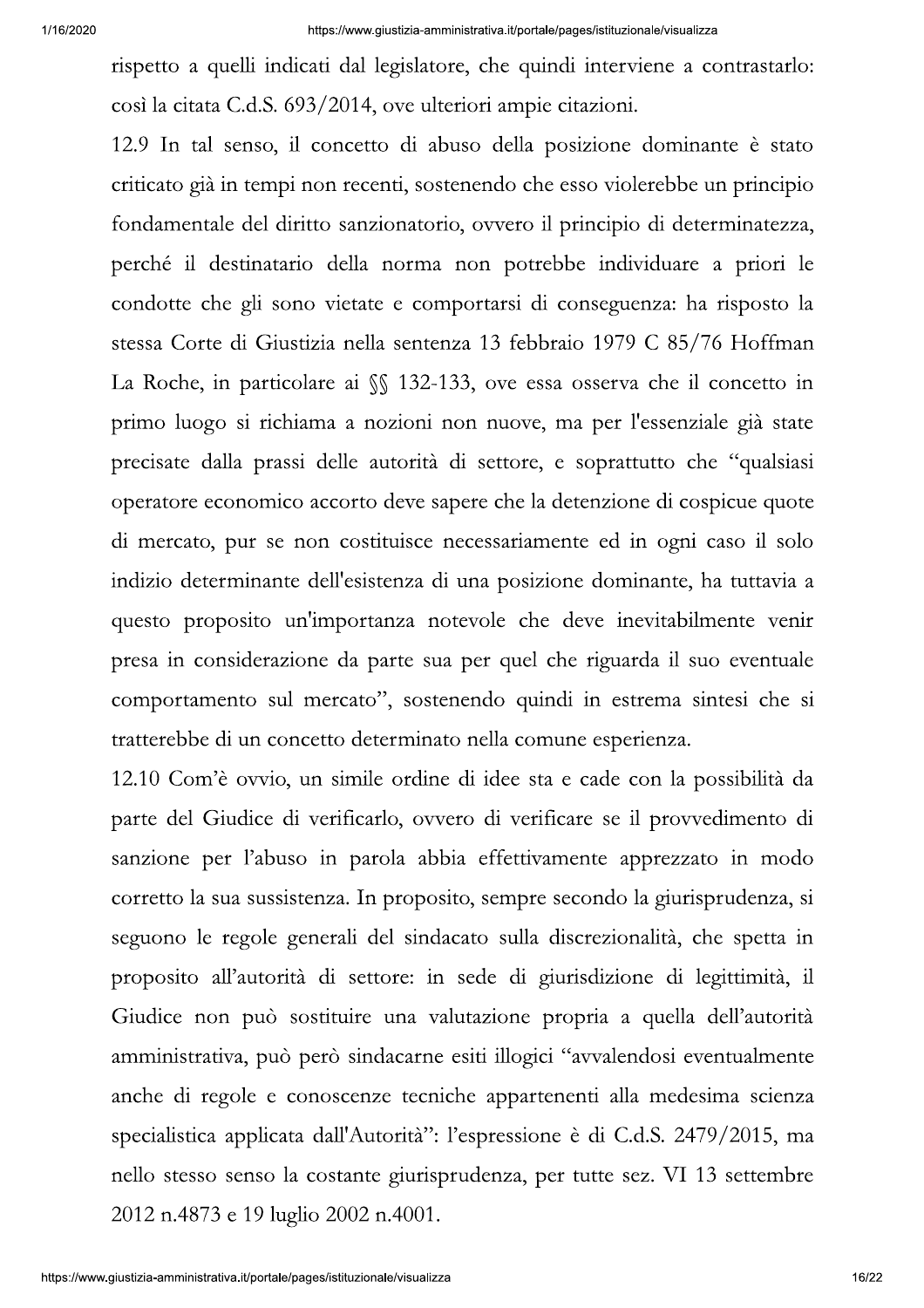rispetto a quelli indicati dal legislatore, che quindi interviene a contrastarlo: così la citata C.d.S. 693/2014, ove ulteriori ampie citazioni.

12.9 In tal senso, il concetto di abuso della posizione dominante è stato criticato già in tempi non recenti, sostenendo che esso violerebbe un principio fondamentale del diritto sanzionatorio, ovvero il principio di determinatezza, perché il destinatario della norma non potrebbe individuare a priori le condotte che gli sono vietate e comportarsi di conseguenza: ha risposto la stessa Corte di Giustizia nella sentenza 13 febbraio 1979 C 85/76 Hoffman La Roche, in particolare ai §§ 132-133, ove essa osserva che il concetto in primo luogo si richiama a nozioni non nuove, ma per l'essenziale già state precisate dalla prassi delle autorità di settore, e soprattutto che "qualsiasi operatore economico accorto deve sapere che la detenzione di cospicue quote di mercato, pur se non costituisce necessariamente ed in ogni caso il solo indizio determinante dell'esistenza di una posizione dominante, ha tuttavia a questo proposito un'importanza notevole che deve inevitabilmente venir presa in considerazione da parte sua per quel che riguarda il suo eventuale comportamento sul mercato", sostenendo quindi in estrema sintesi che si tratterebbe di un concetto determinato nella comune esperienza.

12.10 Com'è ovvio, un simile ordine di idee sta e cade con la possibilità da parte del Giudice di verificarlo, ovvero di verificare se il provvedimento di sanzione per l'abuso in parola abbia effettivamente apprezzato in modo corretto la sua sussistenza. In proposito, sempre secondo la giurisprudenza, si seguono le regole generali del sindacato sulla discrezionalità, che spetta in proposito all'autorità di settore: in sede di giurisdizione di legittimità, il Giudice non può sostituire una valutazione propria a quella dell'autorità amministrativa, può però sindacarne esiti illogici "avvalendosi eventualmente anche di regole e conoscenze tecniche appartenenti alla medesima scienza specialistica applicata dall'Autorità": l'espressione è di C.d.S. 2479/2015, ma nello stesso senso la costante giurisprudenza, per tutte sez. VI 13 settembre 2012 n.4873 e 19 luglio 2002 n.4001.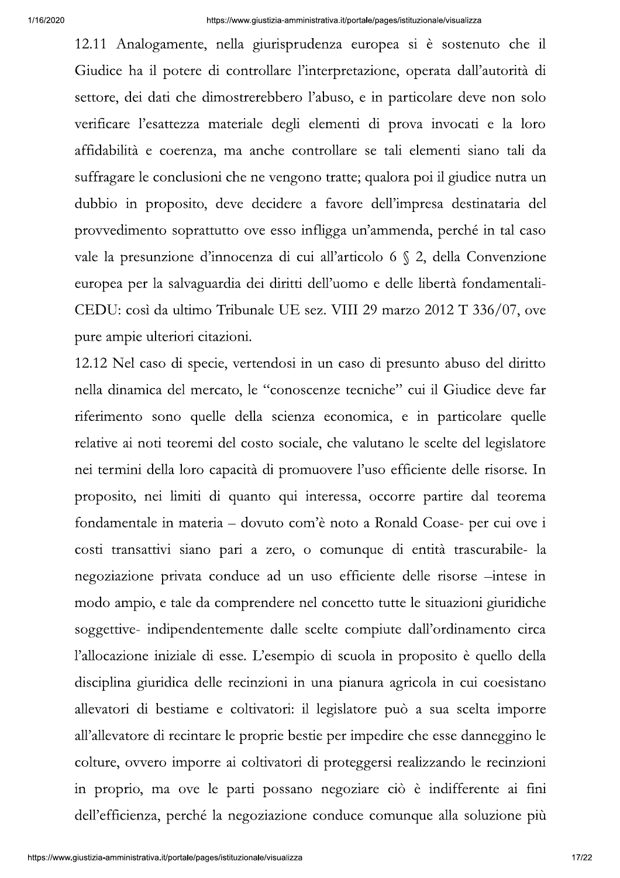12.11 Analogamente, nella giurisprudenza europea si è sostenuto che il Giudice ha il potere di controllare l'interpretazione, operata dall'autorità di settore, dei dati che dimostrerebbero l'abuso, e in particolare deve non solo verificare l'esattezza materiale degli elementi di prova invocati e la loro affidabilità e coerenza, ma anche controllare se tali elementi siano tali da suffragare le conclusioni che ne vengono tratte; qualora poi il giudice nutra un dubbio in proposito, deve decidere a favore dell'impresa destinataria del provvedimento soprattutto ove esso infligga un'ammenda, perché in tal caso vale la presunzione d'innocenza di cui all'articolo 6 § 2, della Convenzione europea per la salvaguardia dei diritti dell'uomo e delle libertà fondamentali- CEDU: così da ultimo Tribunale UE sez. VIII 29 marzo 2012 T 336/07, ove pure ampie ulteriori citazioni.

12.12 Nel caso di specie, vertendosi in un caso di presunto abuso del diritto nella dinamica del mercato, le "conoscenze tecniche" cui il Giudice deve far riferimento sono quelle della scienza economica, e in particolare quelle relative ai noti teoremi del costo sociale, che valutano le scelte del legislatore nei termini della loro capacità di promuovere l'uso efficiente delle risorse. In proposito, nei limiti di quanto qui interessa, occorre partire dal teorema fondamentale in materia – dovuto com'è noto a Ronald Coase- per cui ove i costi transattivi siano pari a zero, o comunque di entità trascurabile- la negoziazione privata conduce ad un uso efficiente delle risorse –intese in modo ampio, e tale da comprendere nel concetto tutte le situazioni giuridiche soggettive- indipendentemente dalle scelte compiute dall'ordinamento circa l'allocazione iniziale di esse. L'esempio di scuola in proposito è quello della disciplina giuridica delle recinzioni in una pianura agricola in cui coesistano allevatori di bestiame e coltivatori: il legislatore può a sua scelta imporre all'allevatore di recintare le proprie bestie per impedire che esse danneggino le colture, ovvero imporre ai coltivatori di proteggersi realizzando le recinzioni in proprio, ma ove le parti possano negoziare ciò è indifferente ai fini dell'efficienza, perché la negoziazione conduce comunque alla soluzione più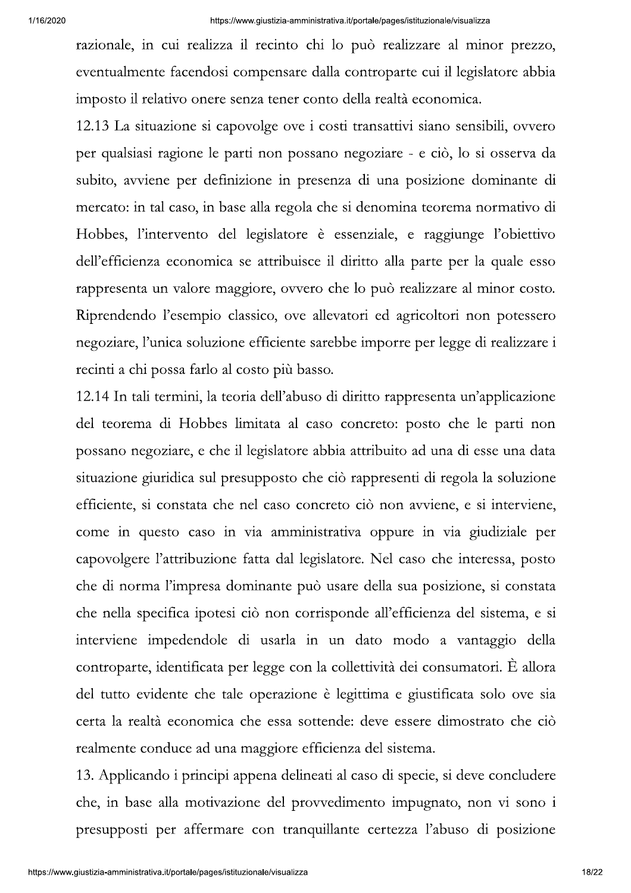razionale, in cui realizza il recinto chi lo può realizzare al minor prezzo, eventualmente facendosi compensare dalla controparte cui il legislatore abbia imposto il relativo onere senza tener conto della realtà economica.

12.13 La situazione si capovolge ove i costi transattivi siano sensibili, ovvero per qualsiasi ragione le parti non possano negoziare - e ciò, lo si osserva da subito, avviene per definizione in presenza di una posizione dominante di mercato: in tal caso, in base alla regola che si denomina teorema normativo di Hobbes, l'intervento del legislatore è essenziale, e raggiunge l'obiettivo dell'efficienza economica se attribuisce il diritto alla parte per la quale esso rappresenta un valore maggiore, ovvero che lo può realizzare al minor costo. Riprendendo l'esempio classico, ove allevatori ed agricoltori non potessero negoziare, l'unica soluzione efficiente sarebbe imporre per legge di realizzare i recinti a chi possa farlo al costo più basso.

12.14 In tali termini, la teoria dell'abuso di diritto rappresenta un'applicazione del teorema di Hobbes limitata al caso concreto: posto che le parti non possano negoziare, e che il legislatore abbia attribuito ad una di esse una data situazione giuridica sul presupposto che ciò rappresenti di regola la soluzione efficiente, si constata che nel caso concreto ciò non avviene, e si interviene, come in questo caso in via amministrativa oppure in via giudiziale per capovolgere l'attribuzione fatta dal legislatore. Nel caso che interessa, posto che di norma l'impresa dominante può usare della sua posizione, si constata che nella specifica ipotesi ciò non corrisponde all'efficienza del sistema, e si interviene impedendole di usarla in un dato modo a vantaggio della controparte, identificata per legge con la collettività dei consumatori. È allora del tutto evidente che tale operazione è legittima e giustificata solo ove sia certa la realtà economica che essa sottende: deve essere dimostrato che ciò realmente conduce ad una maggiore efficienza del sistema.

13. Applicando i principi appena delineati al caso di specie, si deve concludere che, in base alla motivazione del provvedimento impugnato, non vi sono i presupposti per affermare con tranquillante certezza l'abuso di posizione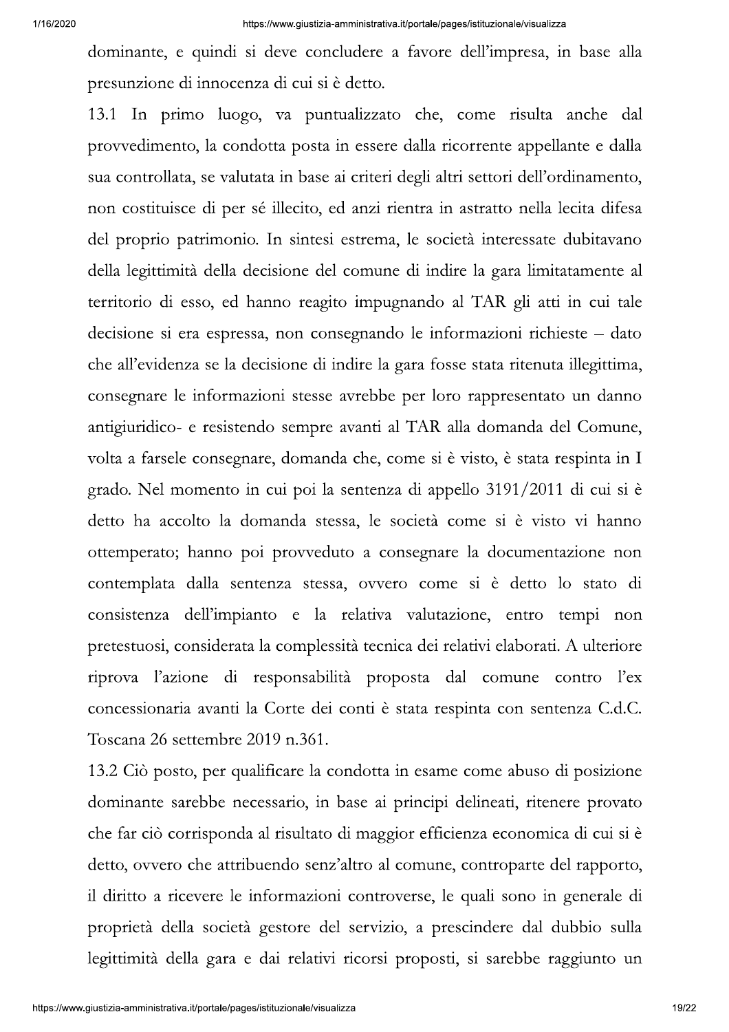dominante, e quindi si deve concludere a favore dell'impresa, in base alla presunzione di innocenza di cui si è detto.

13.1 In primo luogo, va puntualizzato che, come risulta anche dal provvedimento, la condotta posta in essere dalla ricorrente appellante e dalla sua controllata, se valutata in base ai criteri degli altri settori dell'ordinamento, non costituisce di per sé illecito, ed anzi rientra in astratto nella lecita difesa del proprio patrimonio. In sintesi estrema, le società interessate dubitavano della legittimità della decisione del comune di indire la gara limitatamente al territorio di esso, ed hanno reagito impugnando al TAR gli atti in cui tale decisione si era espressa, non consegnando le informazioni richieste – dato che all'evidenza se la decisione di indire la gara fosse stata ritenuta illegittima, consegnare le informazioni stesse avrebbe per loro rappresentato un danno antigiuridico- e resistendo sempre avanti al TAR alla domanda del Comune, volta a farsele consegnare, domanda che, come si è visto, è stata respinta in I grado. Nel momento in cui poi la sentenza di appello 3191/2011 di cui si è detto ha accolto la domanda stessa, le società come si è visto vi hanno ottemperato; hanno poi provveduto a consegnare la documentazione non contemplata dalla sentenza stessa, ovvero come si è detto lo stato di consistenza dell'impianto e la relativa valutazione, entro tempi non pretestuosi, considerata la complessità tecnica dei relativi elaborati. A ulteriore riprova l'azione di responsabilità proposta dal comune contro l'ex concessionaria avanti la Corte dei conti è stata respinta con sentenza C.d.C. Toscana 26 settembre 2019 n.361.

13.2 Ciò posto, per qualificare la condotta in esame come abuso di posizione dominante sarebbe necessario, in base ai principi delineati, ritenere provato che far ciò corrisponda al risultato di maggior efficienza economica di cui si è detto, ovvero che attribuendo senz'altro al comune, controparte del rapporto, il diritto a ricevere le informazioni controverse, le quali sono in generale di proprietà della società gestore del servizio, a prescindere dal dubbio sulla legittimità della gara e dai relativi ricorsi proposti, si sarebbe raggiunto un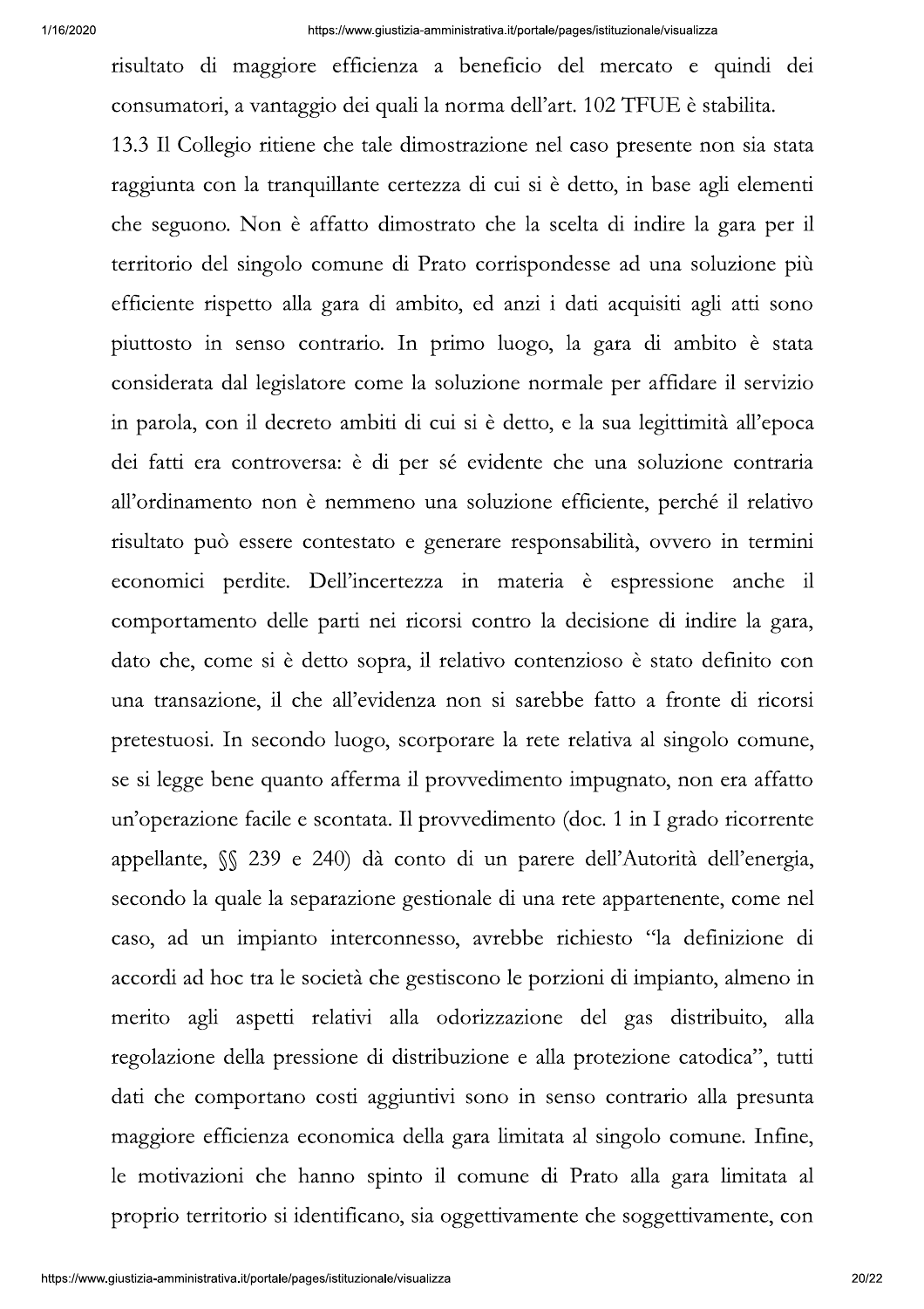risultato di maggiore efficienza a beneficio del mercato e quindi dei consumatori, a vantaggio dei quali la norma dell'art. 102 TFUE è stabilita.

13.3 Il Collegio ritiene che tale dimostrazione nel caso presente non sia stata raggiunta con la tranquillante certezza di cui si è detto, in base agli elementi che seguono. Non è affatto dimostrato che la scelta di indire la gara per il territorio del singolo comune di Prato corrispondesse ad una soluzione più efficiente rispetto alla gara di ambito, ed anzi i dati acquisiti agli atti sono piuttosto in senso contrario. In primo luogo, la gara di ambito è stata considerata dal legislatore come la soluzione normale per affidare il servizio in parola, con il decreto ambiti di cui si è detto, e la sua legittimità all'epoca dei fatti era controversa: è di per sé evidente che una soluzione contraria all'ordinamento non è nemmeno una soluzione efficiente, perché il relativo risultato può essere contestato e generare responsabilità, ovvero in termini economici perdite. Dell'incertezza in materia è espressione anche il comportamento delle parti nei ricorsi contro la decisione di indire la gara, dato che, come si è detto sopra, il relativo contenzioso è stato definito con una transazione, il che all'evidenza non si sarebbe fatto a fronte di ricorsi pretestuosi. In secondo luogo, scorporare la rete relativa al singolo comune, se si legge bene quanto afferma il provvedimento impugnato, non era affatto un'operazione facile e scontata. Il provvedimento (doc. 1 in I grado ricorrente appellante, §§ 239 e 240) dà conto di un parere dell'Autorità dell'energia, secondo la quale la separazione gestionale di una rete appartenente, come nel caso, ad un impianto interconnesso, avrebbe richiesto "la definizione di accordi ad hoc tra le società che gestiscono le porzioni di impianto, almeno in merito agli aspetti relativi alla odorizzazione del gas distribuito, alla regolazione della pressione di distribuzione e alla protezione catodica", tutti dati che comportano costi aggiuntivi sono in senso contrario alla presunta maggiore efficienza economica della gara limitata al singolo comune. Infine, le motivazioni che hanno spinto il comune di Prato alla gara limitata al proprio territorio si identificano, sia oggettivamente che soggettivamente, con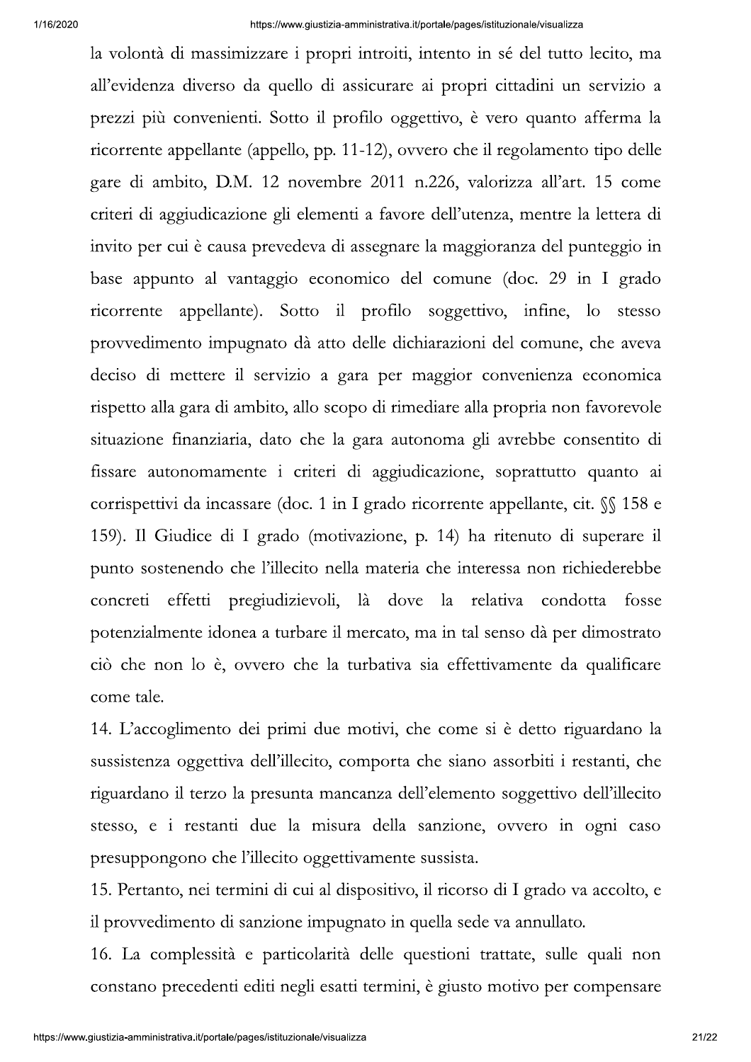la volontà di massimizzare i propri introiti, intento in sé del tutto lecito, ma all'evidenza diverso da quello di assicurare ai propri cittadini un servizio a prezzi più convenienti. Sotto il profilo oggettivo, è vero quanto afferma la ricorrente appellante (appello, pp. 11-12), ovvero che il regolamento tipo delle gare di ambito, D.M. 12 novembre 2011 n.226, valorizza all'art. 15 come criteri di aggiudicazione gli elementi a favore dell'utenza, mentre la lettera di invito per cui è causa prevedeva di assegnare la maggioranza del punteggio in base appunto al vantaggio economico del comune (doc. 29 in I grado ricorrente appellante). Sotto il profilo soggettivo, infine, lo stesso provvedimento impugnato dà atto delle dichiarazioni del comune, che aveva deciso di mettere il servizio a gara per maggior convenienza economica rispetto alla gara di ambito, allo scopo di rimediare alla propria non favorevole situazione finanziaria, dato che la gara autonoma gli avrebbe consentito di fissare autonomamente i criteri di aggiudicazione, soprattutto quanto ai corrispettivi da incassare (doc. 1 in I grado ricorrente appellante, cit. §§ 158 e 159). Il Giudice di I grado (motivazione, p. 14) ha ritenuto di superare il punto sostenendo che l'illecito nella materia che interessa non richiederebbe concreti effetti pregiudizievoli, là dove la relativa condotta fosse potenzialmente idonea a turbare il mercato, ma in tal senso dà per dimostrato ciò che non lo è, ovvero che la turbativa sia effettivamente da qualificare come tale.

14. L'accoglimento dei primi due motivi, che come si è detto riguardano la sussistenza oggettiva dell'illecito, comporta che siano assorbiti i restanti, che riguardano il terzo la presunta mancanza dell'elemento soggettivo dell'illecito stesso, e i restanti due la misura della sanzione, ovvero in ogni caso presuppongono che l'illecito oggettivamente sussista.

15. Pertanto, nei termini di cui al dispositivo, il ricorso di I grado va accolto, e il provvedimento di sanzione impugnato in quella sede va annullato.

16. La complessità e particolarità delle questioni trattate, sulle quali non constano precedenti editi negli esatti termini, è giusto motivo per compensare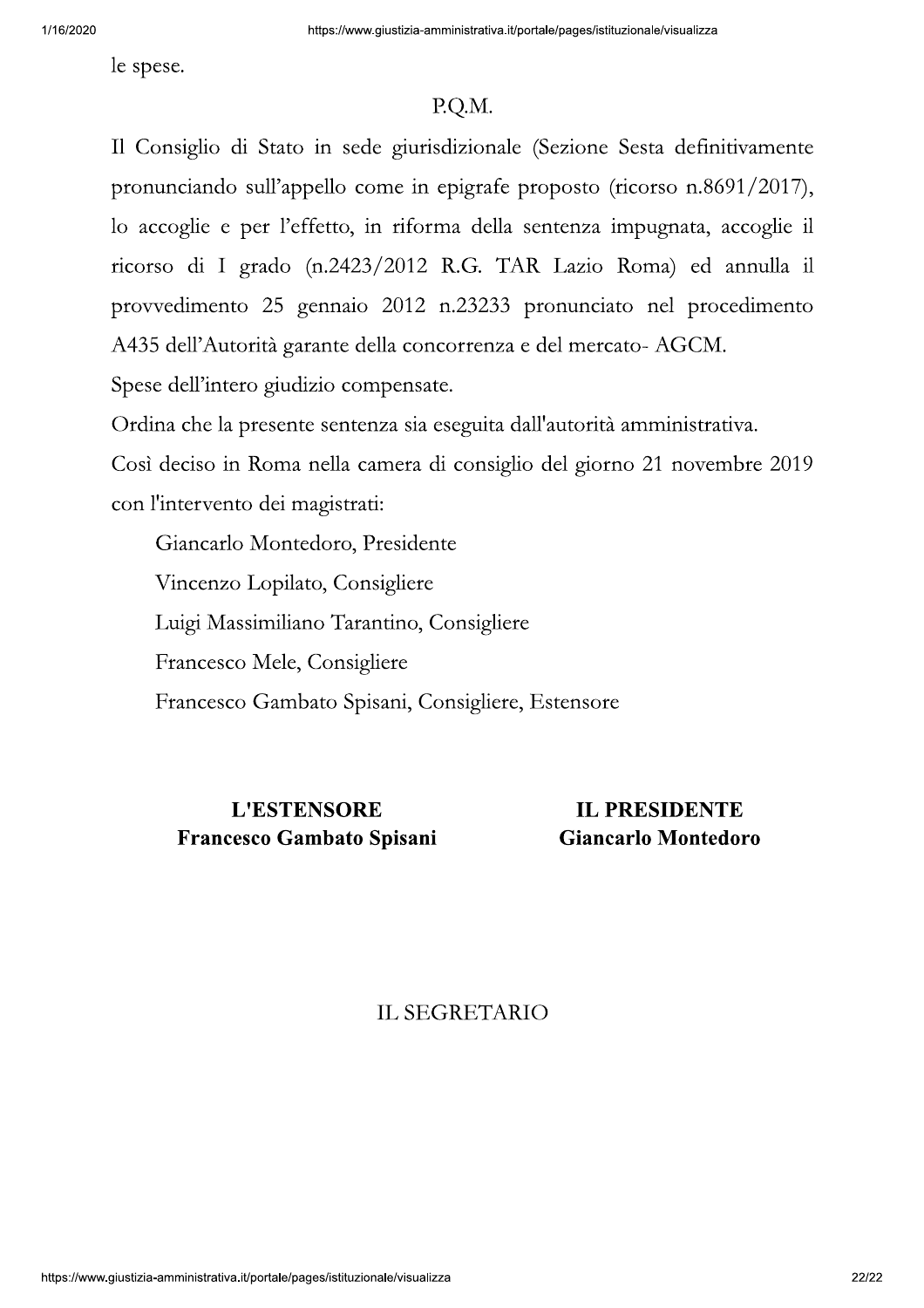le spese.

P.Q.M.

Il Consiglio di Stato in sede giurisdizionale (Sezione Sesta definitivamente pronunciando sull'appello come in epigrafe proposto (ricorso n.8691/2017), lo accoglie e per l'effetto, in riforma della sentenza impugnata, accoglie il ricorso di I grado (n.2423/2012 R.G. TAR Lazio Roma) ed annulla il provvedimento 25 gennaio 2012 n.23233 pronunciato nel procedimento A435 dell'Autorità garante della concorrenza e del mercato- AGCM.

Spese dell'intero giudizio compensate.

Ordina che la presente sentenza sia eseguita dall'autorità amministrativa.

Così deciso in Roma nella camera di consiglio del giorno 21 novembre 2019 con l'intervento dei magistrati:

Giancarlo Montedoro, Presidente

Vincenzo Lopilato, Consigliere

Luigi Massimiliano Tarantino, Consigliere

Francesco Mele, Consigliere

Francesco Gambato Spisani, Consigliere, Estensore

**L'ESTENSORE**
**Francesco Gambato Spisani**

**IL PRESIDENTE**
**Giancarlo Montedoro**

IL SEGRETARIO